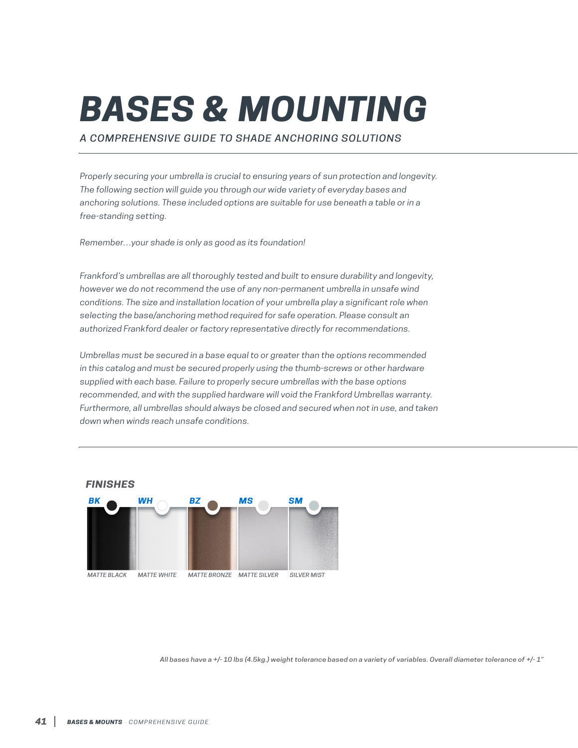# BASES & MOUNTING

*A COMPREHENSIVE GUIDE TO SHADE ANCHORING SOLUTIONS*

*Properly securing your umbrella is crucial to ensuring years of sun protection and longevity. The following section will guide you through our wide variety of everyday bases and anchoring solutions. These included options are suitable for use beneath a table or in a free-standing setting.*

*Remember…your shade is only as good as its foundation!*

*Frankford's umbrellas are all thoroughly tested and built to ensure durability and longevity, however we do not recommend the use of any non-permanent umbrella in unsafe wind conditions. The size and installation location of your umbrella play a significant role when selecting the base/anchoring method required for safe operation. Please consult an authorized Frankford dealer or factory representative directly for recommendations.*

*Umbrellas must be secured in a base equal to or greater than the options recommended in this catalog and must be secured properly using the thumb-screws or other hardware supplied with each base. Failure to properly secure umbrellas with the base options recommended, and with the supplied hardware will void the Frankford Umbrellas warranty. Furthermore, all umbrellas should always be closed and secured when not in use, and taken down when winds reach unsafe conditions.*

## FINISHES

| BK | WH | BZ | MS | SM |
|---|---|---|---|---|
| MATTE BLACK | MATTE WHITE | MATTE BRONZE | MATTE SILVER | SILVER MIST |

*All bases have a +/- 10 lbs (4.5kg.) weight tolerance based on a variety of variables. Overall diameter tolerance of +/- 1"*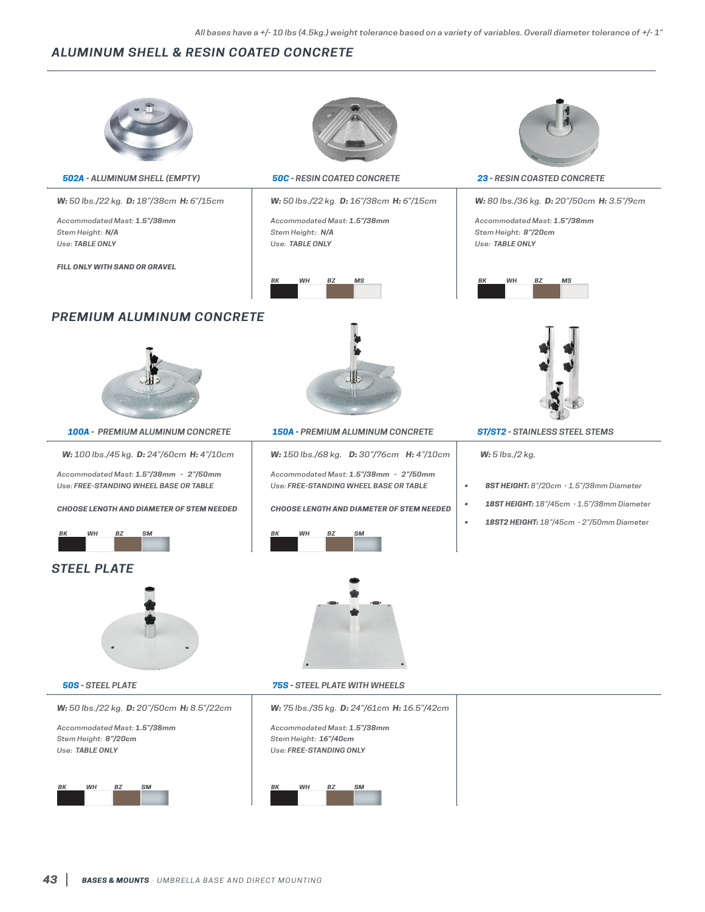*All bases have a +/- 10 lbs (4.5kg.) weight tolerance based on a variety of variables. Overall diameter tolerance of +/- 1"*

## ALUMINUM SHELL & RESIN COATED CONCRETE

### 502A - ALUMINUM SHELL (EMPTY)

**W:** 50 lbs./22 kg. **D:** 18"/38cm **H:** 6"/15cm

Accommodated Mast: **1.5"/38mm**
Stem Height: **N/A**
Use: **TABLE ONLY**

**FILL ONLY WITH SAND OR GRAVEL**

### 50C - RESIN COATED CONCRETE

**W:** 50 lbs./22 kg. **D:** 16"/38cm **H:** 6"/15cm

Accommodated Mast: **1.5"/38mm**
Stem Height:: **N/A**
Use: **TABLE ONLY**

BK WH BZ MS

### 23 - RESIN COASTED CONCRETE

**W:** 80 lbs./36 kg. **D:** 20"/50cm **H:** 3.5"/9cm

Accommodated Mast: **1.5"/38mm**
Stem Height: **8"/20cm**
Use: **TABLE ONLY**

BK WH BZ MS

## PREMIUM ALUMINUM CONCRETE

### 100A - PREMIUM ALUMINUM CONCRETE

**W:** 100 lbs./45 kg. **D:** 24"/60cm **H:** 4"/10cm

Accommodated Mast: **1.5"/38mm - 2"/50mm**
Use: **FREE-STANDING WHEEL BASE OR TABLE**

**CHOOSE LENGTH AND DIAMETER OF STEM NEEDED**

BK WH BZ SM

### 150A - PREMIUM ALUMINUM CONCRETE

**W:** 150 lbs./68 kg. **D:** 30"/76cm **H:** 4"/10cm

Accommodated Mast: **1.5"/38mm - 2"/50mm**
Use: **FREE-STANDING WHEEL BASE OR TABLE**

**CHOOSE LENGTH AND DIAMETER OF STEM NEEDED**

BK WH BZ SM

### ST/ST2 - STAINLESS STEEL STEMS

**W:** 5 lbs./2 kg.

- **8ST HEIGHT:** 8"/20cm - 1.5"/38mm Diameter
- **18ST HEIGHT:** 18"/45cm - 1.5"/38mm Diameter
- **18ST2 HEIGHT:** 18"/45cm - 2"/50mm Diameter

## STEEL PLATE

### 50S - STEEL PLATE

**W:** 50 lbs./22 kg. **D:** 20"/50cm **H:** 8.5"/22cm

Accommodated Mast: **1.5"/38mm**
Stem Height: **8"/20cm**
Use: **TABLE ONLY**

BK WH BZ SM

### 75S - STEEL PLATE WITH WHEELS

**W:** 75 lbs./35 kg. **D:** 24"/61cm **H:** 16.5"/42cm

Accommodated Mast: **1.5"/38mm**
Stem Height: **16"/40cm**
Use: **FREE-STANDING ONLY**

BK WH BZ SM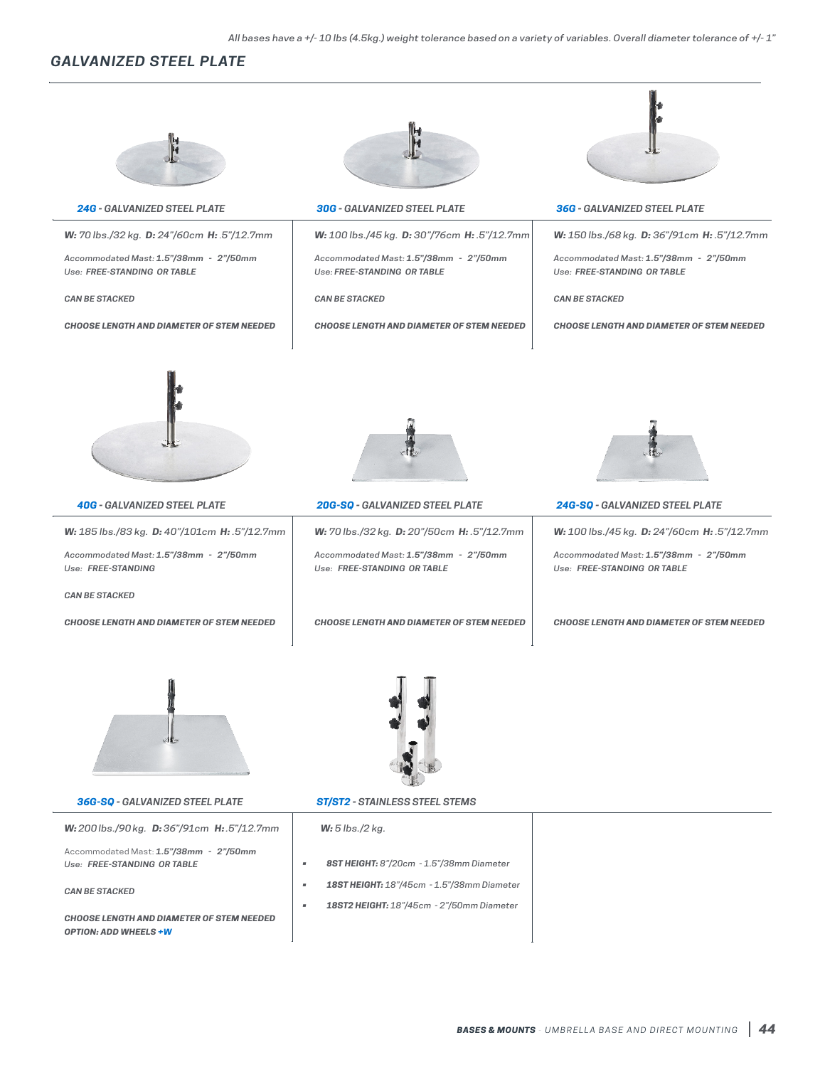*All bases have a +/- 10 lbs (4.5kg.) weight tolerance based on a variety of variables. Overall diameter tolerance of +/- 1"*

## GALVANIZED STEEL PLATE

### 24G - GALVANIZED STEEL PLATE

**W:** 70 lbs./32 kg. **D:** 24"/60cm **H:** .5"/12.7mm

Accommodated Mast: **1.5"/38mm - 2"/50mm**
Use: **FREE-STANDING OR TABLE**

**CAN BE STACKED**

**CHOOSE LENGTH AND DIAMETER OF STEM NEEDED**

### 30G - GALVANIZED STEEL PLATE

**W:** 100 lbs./45 kg. **D:** 30"/76cm **H:** .5"/12.7mm

Accommodated Mast: **1.5"/38mm - 2"/50mm**
Use: **FREE-STANDING OR TABLE**

**CAN BE STACKED**

**CHOOSE LENGTH AND DIAMETER OF STEM NEEDED**

### 36G - GALVANIZED STEEL PLATE

**W:** 150 lbs./68 kg. **D:** 36"/91cm **H:** .5"/12.7mm

Accommodated Mast: **1.5"/38mm - 2"/50mm**
Use: **FREE-STANDING OR TABLE**

**CAN BE STACKED**

**CHOOSE LENGTH AND DIAMETER OF STEM NEEDED**

### 40G - GALVANIZED STEEL PLATE

**W:** 185 lbs./83 kg. **D:** 40"/101cm **H:** .5"/12.7mm

Accommodated Mast: **1.5"/38mm - 2"/50mm**
Use: **FREE-STANDING**

**CAN BE STACKED**

**CHOOSE LENGTH AND DIAMETER OF STEM NEEDED**

### 20G-SQ - GALVANIZED STEEL PLATE

**W:** 70 lbs./32 kg. **D:** 20"/50cm **H:** .5"/12.7mm

Accommodated Mast: **1.5"/38mm - 2"/50mm**
Use: **FREE-STANDING OR TABLE**

**CHOOSE LENGTH AND DIAMETER OF STEM NEEDED**

### 24G-SQ - GALVANIZED STEEL PLATE

**W:** 100 lbs./45 kg. **D:** 24"/60cm **H:** .5"/12.7mm

Accommodated Mast: **1.5"/38mm - 2"/50mm**
Use: **FREE-STANDING OR TABLE**

**CHOOSE LENGTH AND DIAMETER OF STEM NEEDED**

### 36G-SQ - GALVANIZED STEEL PLATE

**W:** 200 lbs./90 kg. **D:** 36"/91cm **H:** .5"/12.7mm

Accommodated Mast: **1.5"/38mm - 2"/50mm**
Use: **FREE-STANDING OR TABLE**

**CAN BE STACKED**

**CHOOSE LENGTH AND DIAMETER OF STEM NEEDED**
**OPTION: ADD WHEELS +W**

### ST/ST2 - STAINLESS STEEL STEMS

**W:** 5 lbs./2 kg.

- **8ST HEIGHT:** 8"/20cm - 1.5"/38mm Diameter
- **18ST HEIGHT:** 18"/45cm - 1.5"/38mm Diameter
- **18ST2 HEIGHT:** 18"/45cm - 2"/50mm Diameter